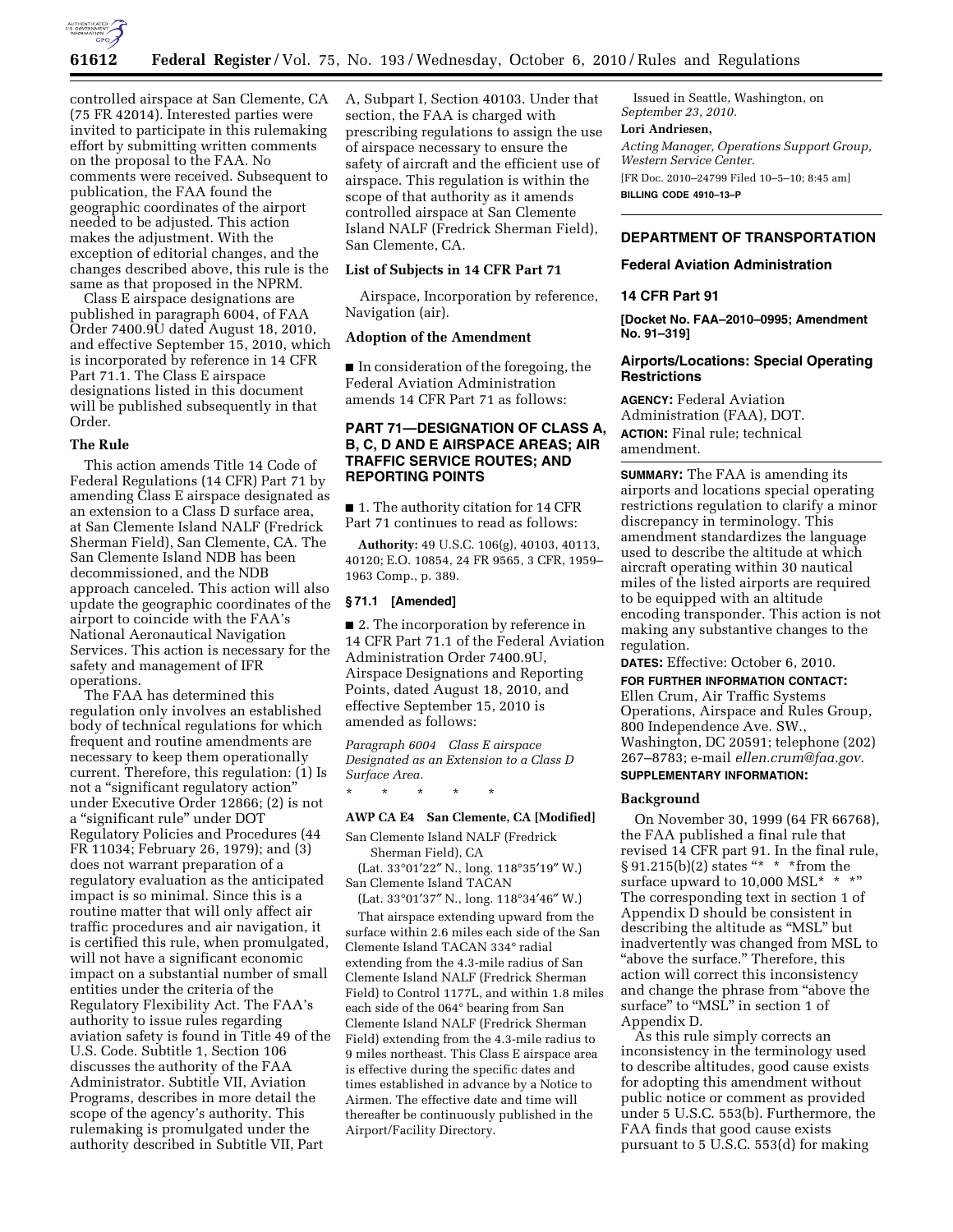controlled airspace at San Clemente, CA (75 FR 42014). Interested parties were invited to participate in this rulemaking effort by submitting written comments on the proposal to the FAA. No comments were received. Subsequent to publication, the FAA found the geographic coordinates of the airport needed to be adjusted. This action makes the adjustment. With the exception of editorial changes, and the changes described above, this rule is the same as that proposed in the NPRM.

Class E airspace designations are published in paragraph 6004, of FAA Order 7400.9U dated August 18, 2010, and effective September 15, 2010, which is incorporated by reference in 14 CFR Part 71.1. The Class E airspace designations listed in this document will be published subsequently in that Order.

### The Rule

This action amends Title 14 Code of Federal Regulations (14 CFR) Part 71 by amending Class E airspace designated as an extension to a Class D surface area, at San Clemente Island NALF (Fredrick Sherman Field), San Clemente, CA. The San Clemente Island NDB has been decommissioned, and the NDB approach canceled. This action will also update the geographic coordinates of the airport to coincide with the FAA's National Aeronautical Navigation Services. This action is necessary for the safety and management of IFR operations.

The FAA has determined this regulation only involves an established body of technical regulations for which frequent and routine amendments are necessary to keep them operationally current. Therefore, this regulation: (1) Is not a "significant regulatory action" under Executive Order 12866; (2) is not a "significant rule" under DOT Regulatory Policies and Procedures (44 FR 11034; February 26, 1979); and (3) does not warrant preparation of a regulatory evaluation as the anticipated impact is so minimal. Since this is a routine matter that will only affect air traffic procedures and air navigation, it is certified this rule, when promulgated, will not have a significant economic impact on a substantial number of small entities under the criteria of the Regulatory Flexibility Act. The FAA's authority to issue rules regarding aviation safety is found in Title 49 of the U.S. Code. Subtitle 1, Section 106 discusses the authority of the FAA Administrator. Subtitle VII, Aviation Programs, describes in more detail the scope of the agency's authority. This rulemaking is promulgated under the authority described in Subtitle VII, Part A, Subpart I, Section 40103. Under that section, the FAA is charged with prescribing regulations to assign the use of airspace necessary to ensure the safety of aircraft and the efficient use of airspace. This regulation is within the scope of that authority as it amends controlled airspace at San Clemente Island NALF (Fredrick Sherman Field), San Clemente, CA.

### List of Subjects in 14 CFR Part 71

Airspace, Incorporation by reference, Navigation (air).

### Adoption of the Amendment

■ In consideration of the foregoing, the Federal Aviation Administration amends 14 CFR Part 71 as follows:

## PART 71—DESIGNATION OF CLASS A, B, C, D AND E AIRSPACE AREAS; AIR TRAFFIC SERVICE ROUTES; AND REPORTING POINTS

■ 1. The authority citation for 14 CFR Part 71 continues to read as follows:

**Authority:** 49 U.S.C. 106(g), 40103, 40113, 40120; E.O. 10854, 24 FR 9565, 3 CFR, 1959–1963 Comp., p. 389.

### § 71.1 [Amended]

■ 2. The incorporation by reference in 14 CFR Part 71.1 of the Federal Aviation Administration Order 7400.9U, Airspace Designations and Reporting Points, dated August 18, 2010, and effective September 15, 2010 is amended as follows:

*Paragraph 6004 Class E airspace Designated as an Extension to a Class D Surface Area.*

\* \* \* \* \*

**AWP CA E4 San Clemente, CA [Modified]**

San Clemente Island NALF (Fredrick Sherman Field), CA

(Lat. 33°01′22″ N., long. 118°35′19″ W.)

San Clemente Island TACAN

(Lat. 33°01′37″ N., long. 118°34′46″ W.)

That airspace extending upward from the surface within 2.6 miles each side of the San Clemente Island TACAN 334° radial extending from the 4.3-mile radius of San Clemente Island NALF (Fredrick Sherman Field) to Control 1177L, and within 1.8 miles each side of the 064° bearing from San Clemente Island NALF (Fredrick Sherman Field) extending from the 4.3-mile radius to 9 miles northeast. This Class E airspace area is effective during the specific dates and times established in advance by a Notice to Airmen. The effective date and time will thereafter be continuously published in the Airport/Facility Directory.

Issued in Seattle, Washington, on *September 23, 2010.*

**Lori Andriesen,**

*Acting Manager, Operations Support Group, Western Service Center.*

[FR Doc. 2010–24799 Filed 10–5–10; 8:45 am]

**BILLING CODE 4910–13–P**

---

## DEPARTMENT OF TRANSPORTATION

### Federal Aviation Administration

### 14 CFR Part 91

**[Docket No. FAA–2010–0995; Amendment No. 91–319]**

### Airports/Locations: Special Operating Restrictions

**AGENCY:** Federal Aviation Administration (FAA), DOT.

**ACTION:** Final rule; technical amendment.

**SUMMARY:** The FAA is amending its airports and locations special operating restrictions regulation to clarify a minor discrepancy in terminology. This amendment standardizes the language used to describe the altitude at which aircraft operating within 30 nautical miles of the listed airports are required to be equipped with an altitude encoding transponder. This action is not making any substantive changes to the regulation.

**DATES:** Effective: October 6, 2010.

**FOR FURTHER INFORMATION CONTACT:** Ellen Crum, Air Traffic Systems Operations, Airspace and Rules Group, 800 Independence Ave. SW., Washington, DC 20591; telephone (202) 267–8783; e-mail *ellen.crum@faa.gov.*

**SUPPLEMENTARY INFORMATION:**

### Background

On November 30, 1999 (64 FR 66768), the FAA published a final rule that revised 14 CFR part 91. In the final rule, § 91.215(b)(2) states "* * *from the surface upward to 10,000 MSL* * *" The corresponding text in section 1 of Appendix D should be consistent in describing the altitude as "MSL" but inadvertently was changed from MSL to "above the surface." Therefore, this action will correct this inconsistency and change the phrase from "above the surface" to "MSL" in section 1 of Appendix D.

As this rule simply corrects an inconsistency in the terminology used to describe altitudes, good cause exists for adopting this amendment without public notice or comment as provided under 5 U.S.C. 553(b). Furthermore, the FAA finds that good cause exists pursuant to 5 U.S.C. 553(d) for making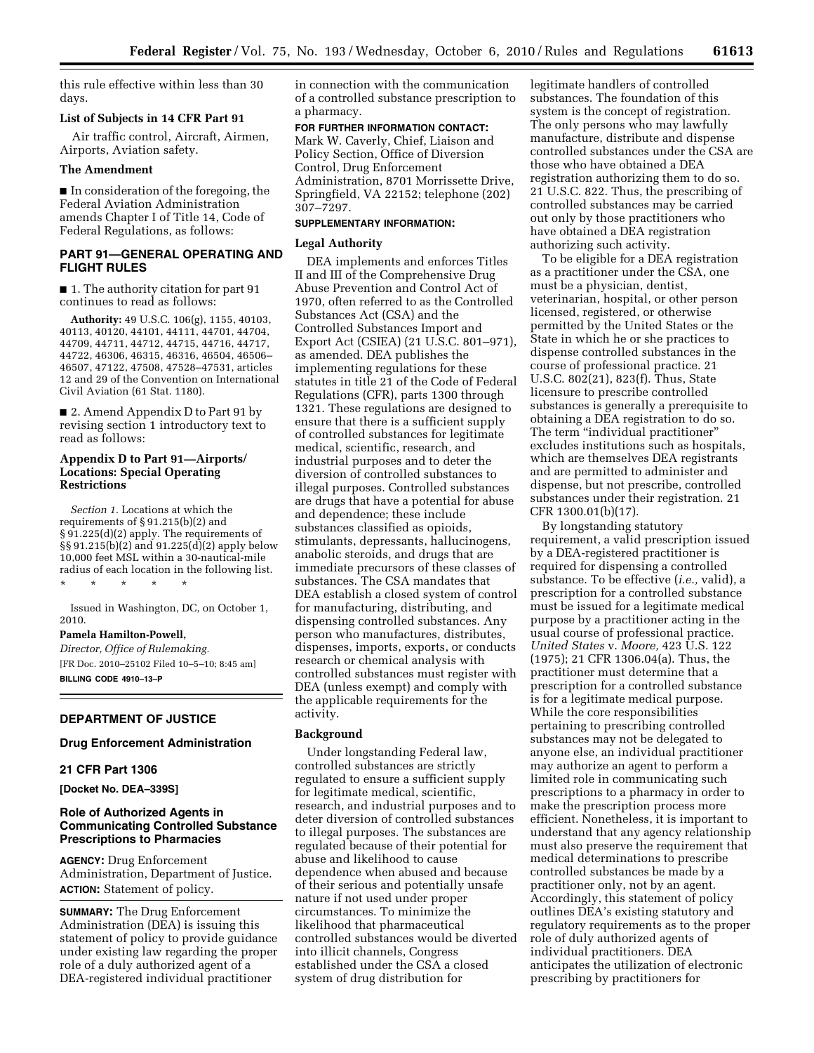this rule effective within less than 30 days.

**List of Subjects in 14 CFR Part 91**

Air traffic control, Aircraft, Airmen, Airports, Aviation safety.

**The Amendment**

■ In consideration of the foregoing, the Federal Aviation Administration amends Chapter I of Title 14, Code of Federal Regulations, as follows:

## PART 91—GENERAL OPERATING AND FLIGHT RULES

■ 1. The authority citation for part 91 continues to read as follows:

**Authority:** 49 U.S.C. 106(g), 1155, 40103, 40113, 40120, 44101, 44111, 44701, 44704, 44709, 44711, 44712, 44715, 44716, 44717, 44722, 46306, 46315, 46316, 46504, 46506–46507, 47122, 47508, 47528–47531, articles 12 and 29 of the Convention on International Civil Aviation (61 Stat. 1180).

■ 2. Amend Appendix D to Part 91 by revising section 1 introductory text to read as follows:

### Appendix D to Part 91—Airports/Locations: Special Operating Restrictions

*Section 1.* Locations at which the requirements of § 91.215(b)(2) and § 91.225(d)(2) apply. The requirements of §§ 91.215(b)(2) and 91.225(d)(2) apply below 10,000 feet MSL within a 30-nautical-mile radius of each location in the following list.

\* \* \* \* \*

Issued in Washington, DC, on October 1, 2010.

**Pamela Hamilton-Powell,**

*Director, Office of Rulemaking.*

[FR Doc. 2010–25102 Filed 10–5–10; 8:45 am]

**BILLING CODE 4910–13–P**

## DEPARTMENT OF JUSTICE

### Drug Enforcement Administration

### 21 CFR Part 1306

**[Docket No. DEA–339S]**

### Role of Authorized Agents in Communicating Controlled Substance Prescriptions to Pharmacies

**AGENCY:** Drug Enforcement Administration, Department of Justice.

**ACTION:** Statement of policy.

**SUMMARY:** The Drug Enforcement Administration (DEA) is issuing this statement of policy to provide guidance under existing law regarding the proper role of a duly authorized agent of a DEA-registered individual practitioner in connection with the communication of a controlled substance prescription to a pharmacy.

**FOR FURTHER INFORMATION CONTACT:** Mark W. Caverly, Chief, Liaison and Policy Section, Office of Diversion Control, Drug Enforcement Administration, 8701 Morrissette Drive, Springfield, VA 22152; telephone (202) 307–7297.

**SUPPLEMENTARY INFORMATION:**

**Legal Authority**

DEA implements and enforces Titles II and III of the Comprehensive Drug Abuse Prevention and Control Act of 1970, often referred to as the Controlled Substances Act (CSA) and the Controlled Substances Import and Export Act (CSIEA) (21 U.S.C. 801–971), as amended. DEA publishes the implementing regulations for these statutes in title 21 of the Code of Federal Regulations (CFR), parts 1300 through 1321. These regulations are designed to ensure that there is a sufficient supply of controlled substances for legitimate medical, scientific, research, and industrial purposes and to deter the diversion of controlled substances to illegal purposes. Controlled substances are drugs that have a potential for abuse and dependence; these include substances classified as opioids, stimulants, depressants, hallucinogens, anabolic steroids, and drugs that are immediate precursors of these classes of substances. The CSA mandates that DEA establish a closed system of control for manufacturing, distributing, and dispensing controlled substances. Any person who manufactures, distributes, dispenses, imports, exports, or conducts research or chemical analysis with controlled substances must register with DEA (unless exempt) and comply with the applicable requirements for the activity.

**Background**

Under longstanding Federal law, controlled substances are strictly regulated to ensure a sufficient supply for legitimate medical, scientific, research, and industrial purposes and to deter diversion of controlled substances to illegal purposes. The substances are regulated because of their potential for abuse and likelihood to cause dependence when abused and because of their serious and potentially unsafe nature if not used under proper circumstances. To minimize the likelihood that pharmaceutical controlled substances would be diverted into illicit channels, Congress established under the CSA a closed system of drug distribution for legitimate handlers of controlled substances. The foundation of this system is the concept of registration. The only persons who may lawfully manufacture, distribute and dispense controlled substances under the CSA are those who have obtained a DEA registration authorizing them to do so. 21 U.S.C. 822. Thus, the prescribing of controlled substances may be carried out only by those practitioners who have obtained a DEA registration authorizing such activity.

To be eligible for a DEA registration as a practitioner under the CSA, one must be a physician, dentist, veterinarian, hospital, or other person licensed, registered, or otherwise permitted by the United States or the State in which he or she practices to dispense controlled substances in the course of professional practice. 21 U.S.C. 802(21), 823(f). Thus, State licensure to prescribe controlled substances is generally a prerequisite to obtaining a DEA registration to do so. The term "individual practitioner" excludes institutions such as hospitals, which are themselves DEA registrants and are permitted to administer and dispense, but not prescribe, controlled substances under their registration. 21 CFR 1300.01(b)(17).

By longstanding statutory requirement, a valid prescription issued by a DEA-registered practitioner is required for dispensing a controlled substance. To be effective (*i.e.,* valid), a prescription for a controlled substance must be issued for a legitimate medical purpose by a practitioner acting in the usual course of professional practice. *United States* v. *Moore,* 423 U.S. 122 (1975); 21 CFR 1306.04(a). Thus, the practitioner must determine that a prescription for a controlled substance is for a legitimate medical purpose. While the core responsibilities pertaining to prescribing controlled substances may not be delegated to anyone else, an individual practitioner may authorize an agent to perform a limited role in communicating such prescriptions to a pharmacy in order to make the prescription process more efficient. Nonetheless, it is important to understand that any agency relationship must also preserve the requirement that medical determinations to prescribe controlled substances be made by a practitioner only, not by an agent. Accordingly, this statement of policy outlines DEA's existing statutory and regulatory requirements as to the proper role of duly authorized agents of individual practitioners. DEA anticipates the utilization of electronic prescribing by practitioners for